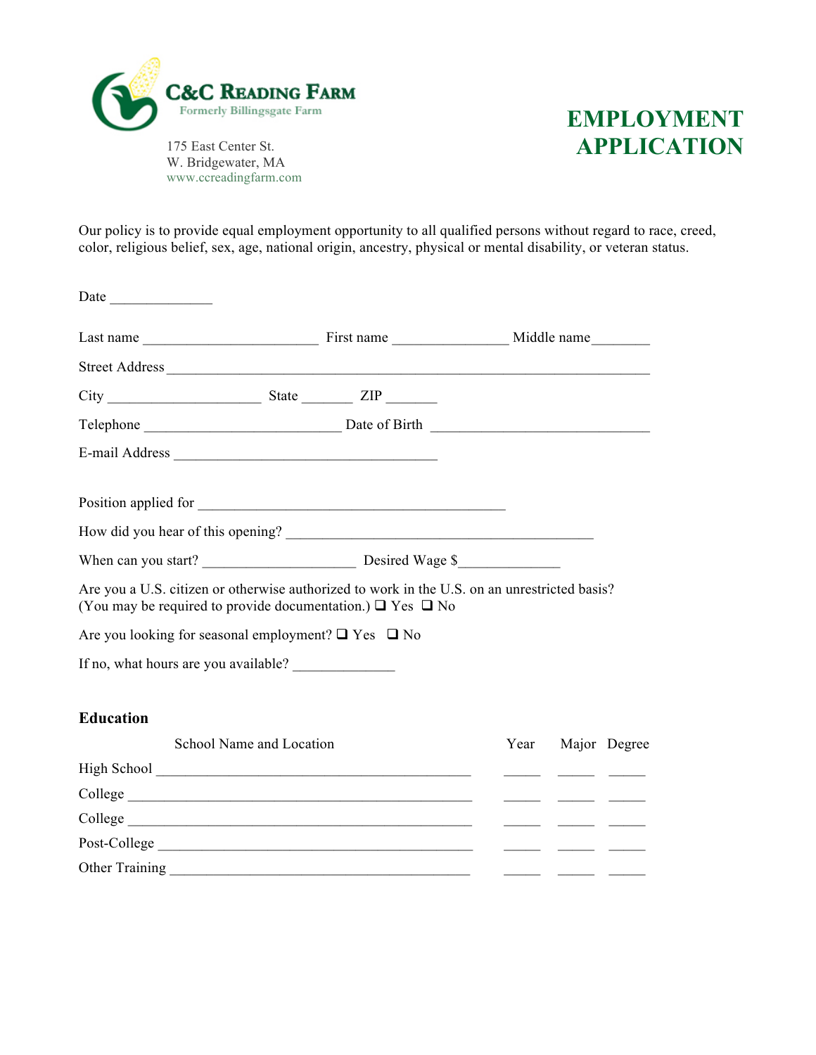**C&C READING FARM**
Formerly Billingsgate Farm

175 East Center St.
W. Bridgewater, MA
www.ccreadingfarm.com

# EMPLOYMENT APPLICATION

Our policy is to provide equal employment opportunity to all qualified persons without regard to race, creed, color, religious belief, sex, age, national origin, ancestry, physical or mental disability, or veteran status.

Date ______________

Last name ________________________ First name ________________ Middle name________

Street Address ___________________________________________________________________

City _____________________ State _______ ZIP _______

Telephone ___________________________ Date of Birth ______________________________

E-mail Address ____________________________________

Position applied for __________________________________________

How did you hear of this opening? __________________________________________

When can you start? _____________________ Desired Wage $_____________

Are you a U.S. citizen or otherwise authorized to work in the U.S. on an unrestricted basis? (You may be required to provide documentation.) ❑ Yes ❑ No

Are you looking for seasonal employment? ❑ Yes ❑ No

If no, what hours are you available? ______________

## Education

| | School Name and Location | Year | Major | Degree |
|---|---|---|---|---|
| High School | | | | |
| College | | | | |
| College | | | | |
| Post-College | | | | |
| Other Training | | | | |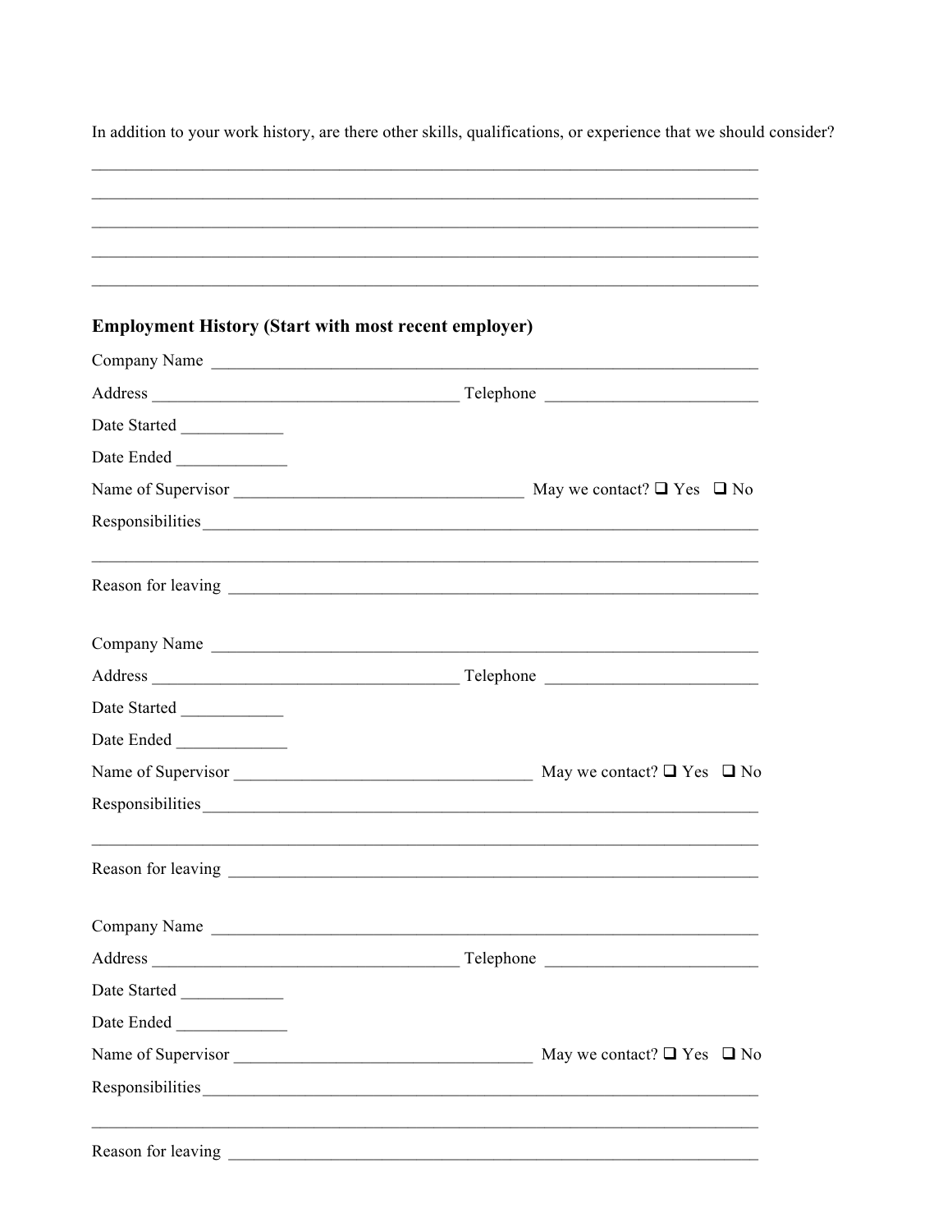In addition to your work history, are there other skills, qualifications, or experience that we should consider?

______________________________________________________________________________

______________________________________________________________________________

______________________________________________________________________________

______________________________________________________________________________

______________________________________________________________________________

**Employment History (Start with most recent employer)**

Company Name ________________________________________________________________

Address ___________________________________ Telephone ________________________

Date Started ___________

Date Ended ____________

Name of Supervisor ________________________________ May we contact? ❑ Yes ❑ No

Responsibilities_______________________________________________________________

______________________________________________________________________________

Reason for leaving ____________________________________________________________

Company Name ________________________________________________________________

Address ___________________________________ Telephone ________________________

Date Started ___________

Date Ended ____________

Name of Supervisor _________________________________ May we contact? ❑ Yes ❑ No

Responsibilities_______________________________________________________________

______________________________________________________________________________

Reason for leaving ____________________________________________________________

Company Name ________________________________________________________________

Address ___________________________________ Telephone ________________________

Date Started ___________

Date Ended ____________

Name of Supervisor _________________________________ May we contact? ❑ Yes ❑ No

Responsibilities_______________________________________________________________

______________________________________________________________________________

Reason for leaving ____________________________________________________________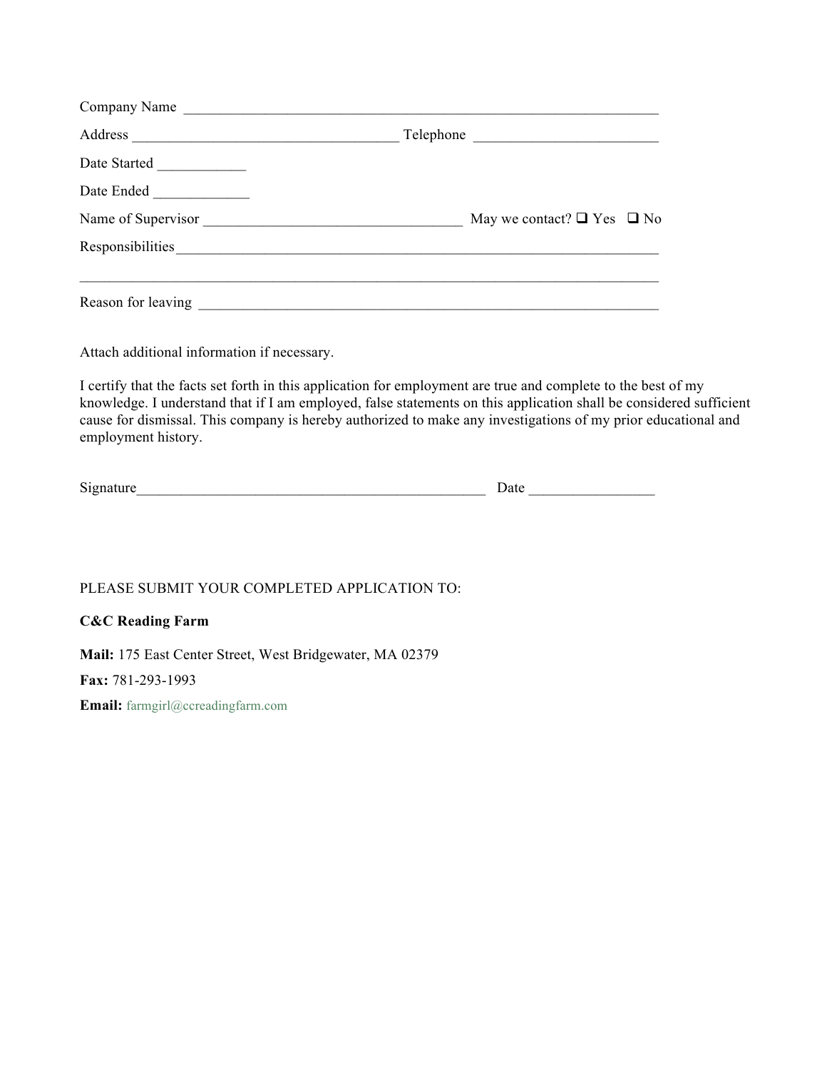Company Name ___________________________________________________________________

Address ___________________________________ Telephone ________________________

Date Started ___________

Date Ended ____________

Name of Supervisor __________________________________ May we contact? ❑ Yes ❑ No

Responsibilities_________________________________________________________________

_____________________________________________________________________________

Reason for leaving _______________________________________________________________

Attach additional information if necessary.

I certify that the facts set forth in this application for employment are true and complete to the best of my knowledge. I understand that if I am employed, false statements on this application shall be considered sufficient cause for dismissal. This company is hereby authorized to make any investigations of my prior educational and employment history.

Signature_______________________________________________ Date ________________

PLEASE SUBMIT YOUR COMPLETED APPLICATION TO:

**C&C Reading Farm**

**Mail:** 175 East Center Street, West Bridgewater, MA 02379

**Fax:** 781-293-1993

**Email:** farmgirl@ccreadingfarm.com